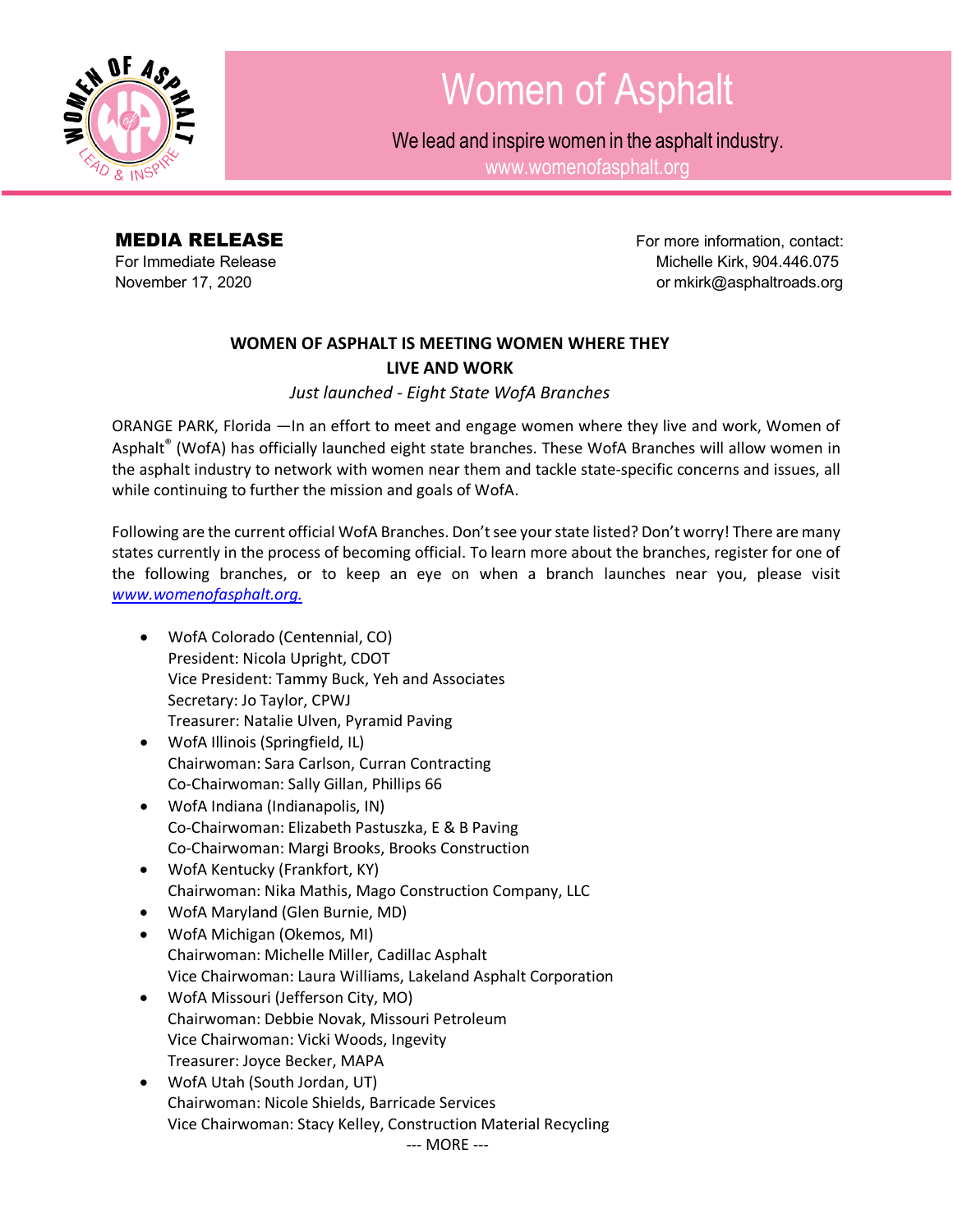# Women of Asphalt

We lead and inspire women in the asphalt industry.
www.womenofasphalt.org

**MEDIA RELEASE**
For Immediate Release
November 17, 2020

For more information, contact:
Michelle Kirk, 904.446.075
or mkirk@asphaltroads.org

## WOMEN OF ASPHALT IS MEETING WOMEN WHERE THEY LIVE AND WORK

*Just launched - Eight State WofA Branches*

ORANGE PARK, Florida —In an effort to meet and engage women where they live and work, Women of Asphalt® (WofA) has officially launched eight state branches. These WofA Branches will allow women in the asphalt industry to network with women near them and tackle state-specific concerns and issues, all while continuing to further the mission and goals of WofA.

Following are the current official WofA Branches. Don't see your state listed? Don't worry! There are many states currently in the process of becoming official. To learn more about the branches, register for one of the following branches, or to keep an eye on when a branch launches near you, please visit *www.womenofasphalt.org.*

- WofA Colorado (Centennial, CO)
  President: Nicola Upright, CDOT
  Vice President: Tammy Buck, Yeh and Associates
  Secretary: Jo Taylor, CPWJ
  Treasurer: Natalie Ulven, Pyramid Paving
- WofA Illinois (Springfield, IL)
  Chairwoman: Sara Carlson, Curran Contracting
  Co-Chairwoman: Sally Gillan, Phillips 66
- WofA Indiana (Indianapolis, IN)
  Co-Chairwoman: Elizabeth Pastuszka, E & B Paving
  Co-Chairwoman: Margi Brooks, Brooks Construction
- WofA Kentucky (Frankfort, KY)
  Chairwoman: Nika Mathis, Mago Construction Company, LLC
- WofA Maryland (Glen Burnie, MD)
- WofA Michigan (Okemos, MI)
  Chairwoman: Michelle Miller, Cadillac Asphalt
  Vice Chairwoman: Laura Williams, Lakeland Asphalt Corporation
- WofA Missouri (Jefferson City, MO)
  Chairwoman: Debbie Novak, Missouri Petroleum
  Vice Chairwoman: Vicki Woods, Ingevity
  Treasurer: Joyce Becker, MAPA
- WofA Utah (South Jordan, UT)
  Chairwoman: Nicole Shields, Barricade Services
  Vice Chairwoman: Stacy Kelley, Construction Material Recycling

--- MORE ---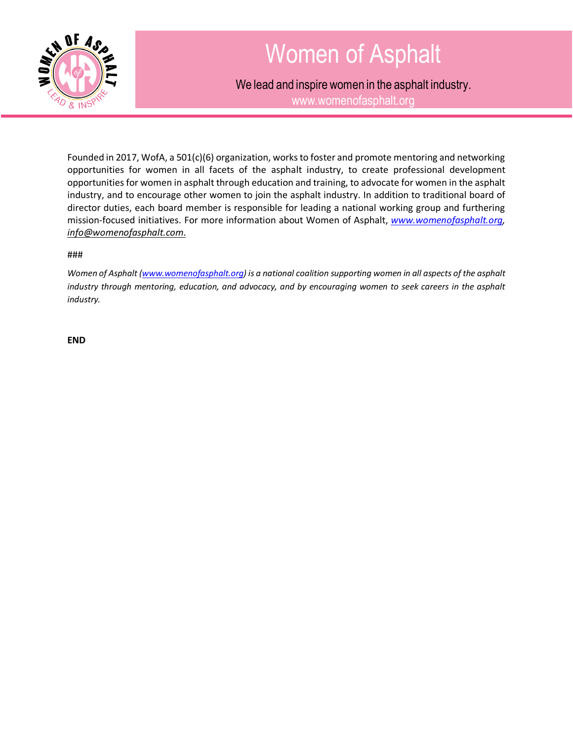# Women of Asphalt

We lead and inspire women in the asphalt industry.
www.womenofasphalt.org

Founded in 2017, WofA, a 501(c)(6) organization, works to foster and promote mentoring and networking opportunities for women in all facets of the asphalt industry, to create professional development opportunities for women in asphalt through education and training, to advocate for women in the asphalt industry, and to encourage other women to join the asphalt industry. In addition to traditional board of director duties, each board member is responsible for leading a national working group and furthering mission-focused initiatives. For more information about Women of Asphalt, *www.womenofasphalt.org*, *info@womenofasphalt.com*.

###

*Women of Asphalt (www.womenofasphalt.org) is a national coalition supporting women in all aspects of the asphalt industry through mentoring, education, and advocacy, and by encouraging women to seek careers in the asphalt industry.*

**END**